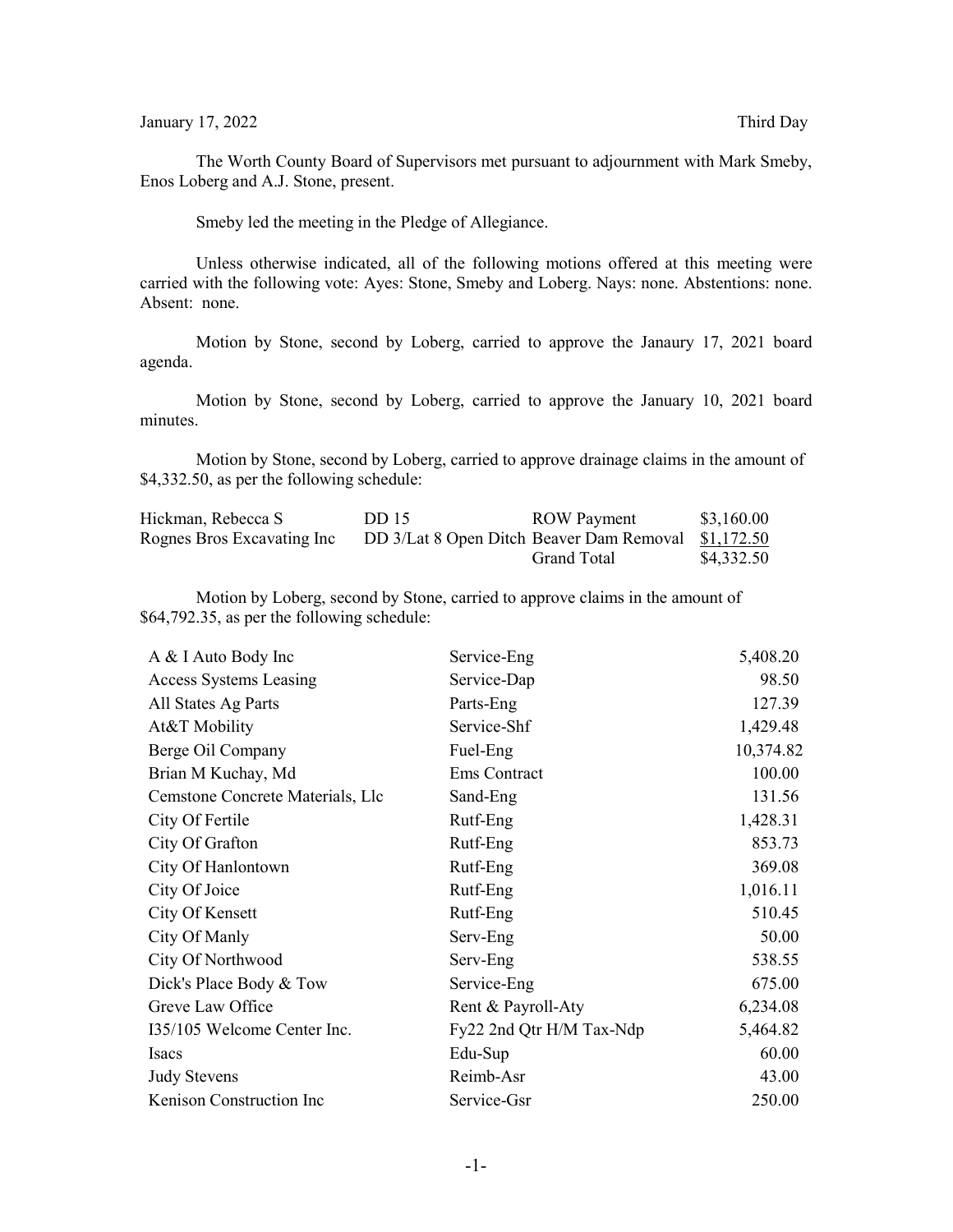January 17, 2022 Third Day

The Worth County Board of Supervisors met pursuant to adjournment with Mark Smeby, Enos Loberg and A.J. Stone, present.

Smeby led the meeting in the Pledge of Allegiance.

Unless otherwise indicated, all of the following motions offered at this meeting were carried with the following vote: Ayes: Stone, Smeby and Loberg. Nays: none. Abstentions: none. Absent: none.

Motion by Stone, second by Loberg, carried to approve the Janaury 17, 2021 board agenda.

Motion by Stone, second by Loberg, carried to approve the January 10, 2021 board minutes.

Motion by Stone, second by Loberg, carried to approve drainage claims in the amount of $4,332.50, as per the following schedule:

| | | | |
|---|---|---|---|
| Hickman, Rebecca S | DD 15 | ROW Payment | $3,160.00 |
| Rognes Bros Excavating Inc | DD 3/Lat 8 Open Ditch Beaver Dam Removal | | $1,172.50 |
| | | Grand Total | $4,332.50 |

Motion by Loberg, second by Stone, carried to approve claims in the amount of $64,792.35, as per the following schedule:

| | | |
|---|---|---:|
| A & I Auto Body Inc | Service-Eng | 5,408.20 |
| Access Systems Leasing | Service-Dap | 98.50 |
| All States Ag Parts | Parts-Eng | 127.39 |
| At&T Mobility | Service-Shf | 1,429.48 |
| Berge Oil Company | Fuel-Eng | 10,374.82 |
| Brian M Kuchay, Md | Ems Contract | 100.00 |
| Cemstone Concrete Materials, Llc | Sand-Eng | 131.56 |
| City Of Fertile | Rutf-Eng | 1,428.31 |
| City Of Grafton | Rutf-Eng | 853.73 |
| City Of Hanlontown | Rutf-Eng | 369.08 |
| City Of Joice | Rutf-Eng | 1,016.11 |
| City Of Kensett | Rutf-Eng | 510.45 |
| City Of Manly | Serv-Eng | 50.00 |
| City Of Northwood | Serv-Eng | 538.55 |
| Dick's Place Body & Tow | Service-Eng | 675.00 |
| Greve Law Office | Rent & Payroll-Aty | 6,234.08 |
| I35/105 Welcome Center Inc. | Fy22 2nd Qtr H/M Tax-Ndp | 5,464.82 |
| Isacs | Edu-Sup | 60.00 |
| Judy Stevens | Reimb-Asr | 43.00 |
| Kenison Construction Inc | Service-Gsr | 250.00 |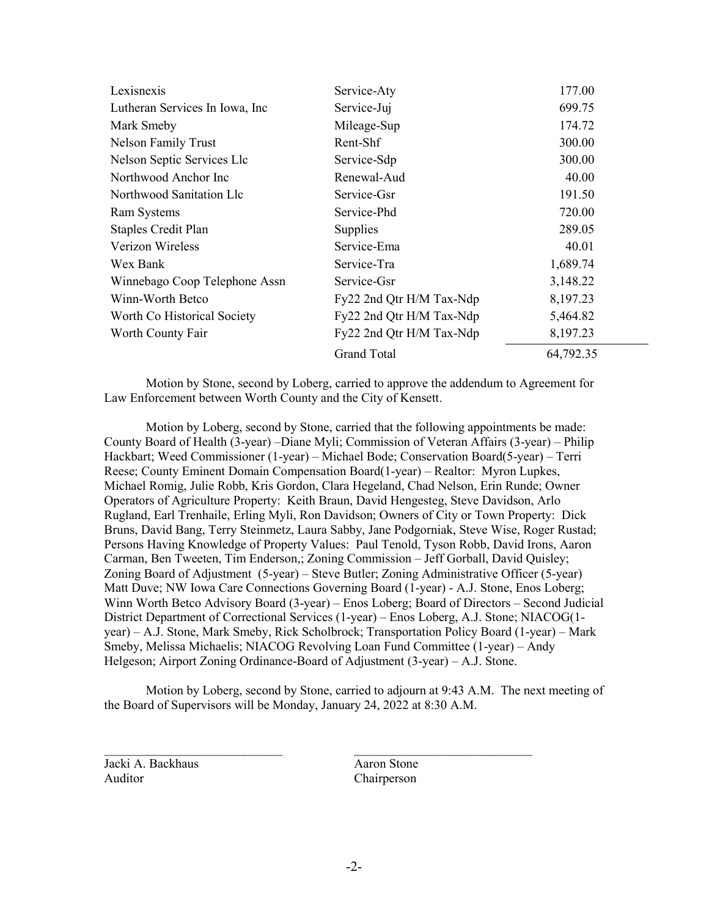| | | |
|---|---|---|
| Lexisnexis | Service-Aty | 177.00 |
| Lutheran Services In Iowa, Inc | Service-Juj | 699.75 |
| Mark Smeby | Mileage-Sup | 174.72 |
| Nelson Family Trust | Rent-Shf | 300.00 |
| Nelson Septic Services Llc | Service-Sdp | 300.00 |
| Northwood Anchor Inc | Renewal-Aud | 40.00 |
| Northwood Sanitation Llc | Service-Gsr | 191.50 |
| Ram Systems | Service-Phd | 720.00 |
| Staples Credit Plan | Supplies | 289.05 |
| Verizon Wireless | Service-Ema | 40.01 |
| Wex Bank | Service-Tra | 1,689.74 |
| Winnebago Coop Telephone Assn | Service-Gsr | 3,148.22 |
| Winn-Worth Betco | Fy22 2nd Qtr H/M Tax-Ndp | 8,197.23 |
| Worth Co Historical Society | Fy22 2nd Qtr H/M Tax-Ndp | 5,464.82 |
| Worth County Fair | Fy22 2nd Qtr H/M Tax-Ndp | 8,197.23 |
| | Grand Total | 64,792.35 |

Motion by Stone, second by Loberg, carried to approve the addendum to Agreement for Law Enforcement between Worth County and the City of Kensett.

Motion by Loberg, second by Stone, carried that the following appointments be made: County Board of Health (3-year) –Diane Myli; Commission of Veteran Affairs (3-year) – Philip Hackbart; Weed Commissioner (1-year) – Michael Bode; Conservation Board(5-year) – Terri Reese; County Eminent Domain Compensation Board(1-year) – Realtor: Myron Lupkes, Michael Romig, Julie Robb, Kris Gordon, Clara Hegeland, Chad Nelson, Erin Runde; Owner Operators of Agriculture Property: Keith Braun, David Hengesteg, Steve Davidson, Arlo Rugland, Earl Trenhaile, Erling Myli, Ron Davidson; Owners of City or Town Property: Dick Bruns, David Bang, Terry Steinmetz, Laura Sabby, Jane Podgorniak, Steve Wise, Roger Rustad; Persons Having Knowledge of Property Values: Paul Tenold, Tyson Robb, David Irons, Aaron Carman, Ben Tweeten, Tim Enderson,; Zoning Commission – Jeff Gorball, David Quisley; Zoning Board of Adjustment (5-year) – Steve Butler; Zoning Administrative Officer (5-year) Matt Duve; NW Iowa Care Connections Governing Board (1-year) - A.J. Stone, Enos Loberg; Winn Worth Betco Advisory Board (3-year) – Enos Loberg; Board of Directors – Second Judicial District Department of Correctional Services (1-year) – Enos Loberg, A.J. Stone; NIACOG(1-year) – A.J. Stone, Mark Smeby, Rick Scholbrock; Transportation Policy Board (1-year) – Mark Smeby, Melissa Michaelis; NIACOG Revolving Loan Fund Committee (1-year) – Andy Helgeson; Airport Zoning Ordinance-Board of Adjustment (3-year) – A.J. Stone.

Motion by Loberg, second by Stone, carried to adjourn at 9:43 A.M. The next meeting of the Board of Supervisors will be Monday, January 24, 2022 at 8:30 A.M.

\_\_\_\_\_\_\_\_\_\_\_\_\_\_\_\_\_\_\_\_\_\_\_\_\_\_\_\_\_\_ \_\_\_\_\_\_\_\_\_\_\_\_\_\_\_\_\_\_\_\_\_\_\_\_\_\_\_\_\_\_

Jacki A. Backhaus — Auditor

Aaron Stone — Chairperson